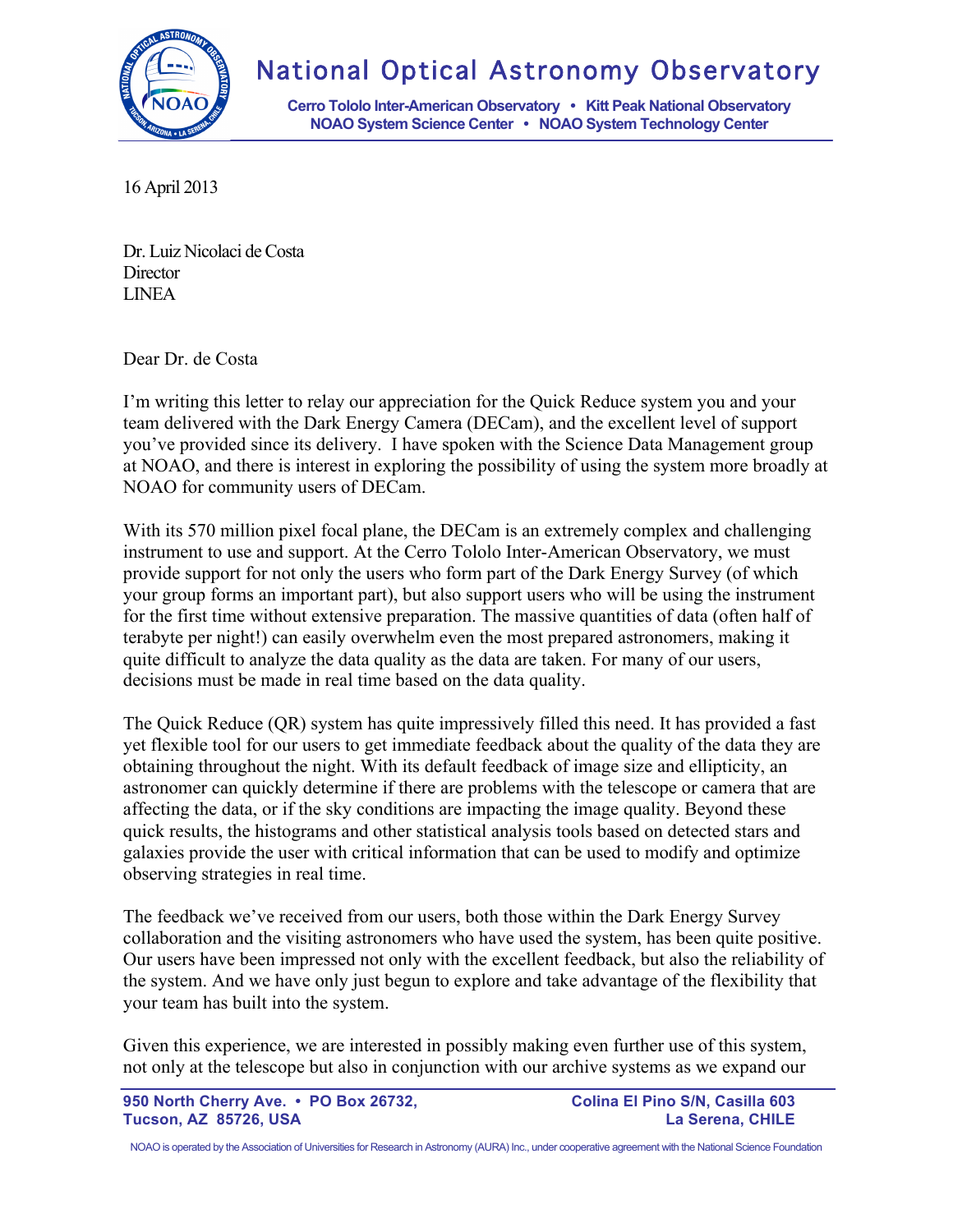# National Optical Astronomy Observatory

**Cerro Tololo Inter-American Observatory • Kitt Peak National Observatory**
**NOAO System Science Center • NOAO System Technology Center**

16 April 2013

Dr. Luiz Nicolaci de Costa
Director
LINEA

Dear Dr. de Costa

I'm writing this letter to relay our appreciation for the Quick Reduce system you and your team delivered with the Dark Energy Camera (DECam), and the excellent level of support you've provided since its delivery. I have spoken with the Science Data Management group at NOAO, and there is interest in exploring the possibility of using the system more broadly at NOAO for community users of DECam.

With its 570 million pixel focal plane, the DECam is an extremely complex and challenging instrument to use and support. At the Cerro Tololo Inter-American Observatory, we must provide support for not only the users who form part of the Dark Energy Survey (of which your group forms an important part), but also support users who will be using the instrument for the first time without extensive preparation. The massive quantities of data (often half of terabyte per night!) can easily overwhelm even the most prepared astronomers, making it quite difficult to analyze the data quality as the data are taken. For many of our users, decisions must be made in real time based on the data quality.

The Quick Reduce (QR) system has quite impressively filled this need. It has provided a fast yet flexible tool for our users to get immediate feedback about the quality of the data they are obtaining throughout the night. With its default feedback of image size and ellipticity, an astronomer can quickly determine if there are problems with the telescope or camera that are affecting the data, or if the sky conditions are impacting the image quality. Beyond these quick results, the histograms and other statistical analysis tools based on detected stars and galaxies provide the user with critical information that can be used to modify and optimize observing strategies in real time.

The feedback we've received from our users, both those within the Dark Energy Survey collaboration and the visiting astronomers who have used the system, has been quite positive. Our users have been impressed not only with the excellent feedback, but also the reliability of the system. And we have only just begun to explore and take advantage of the flexibility that your team has built into the system.

Given this experience, we are interested in possibly making even further use of this system, not only at the telescope but also in conjunction with our archive systems as we expand our

**950 North Cherry Ave. • PO Box 26732,**
**Tucson, AZ 85726, USA**

**Colina El Pino S/N, Casilla 603**
**La Serena, CHILE**

NOAO is operated by the Association of Universities for Research in Astronomy (AURA) Inc., under cooperative agreement with the National Science Foundation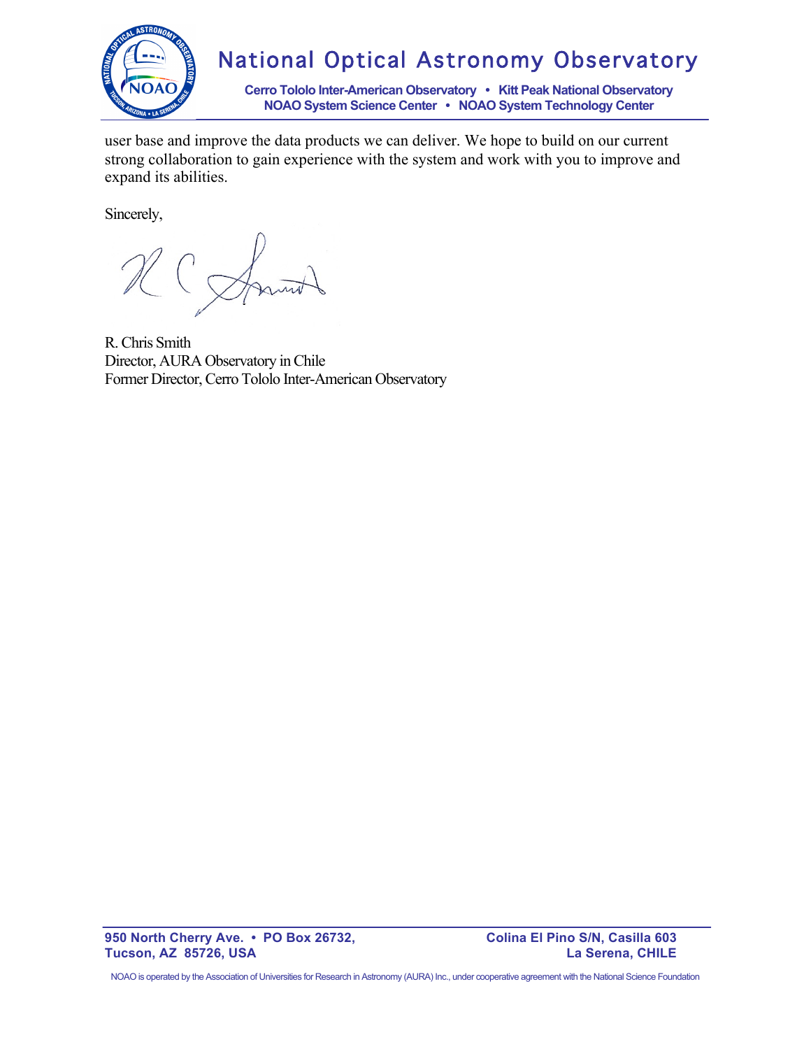user base and improve the data products we can deliver. We hope to build on our current strong collaboration to gain experience with the system and work with you to improve and expand its abilities.

Sincerely,

R. Chris Smith
Director, AURA Observatory in Chile
Former Director, Cerro Tololo Inter-American Observatory